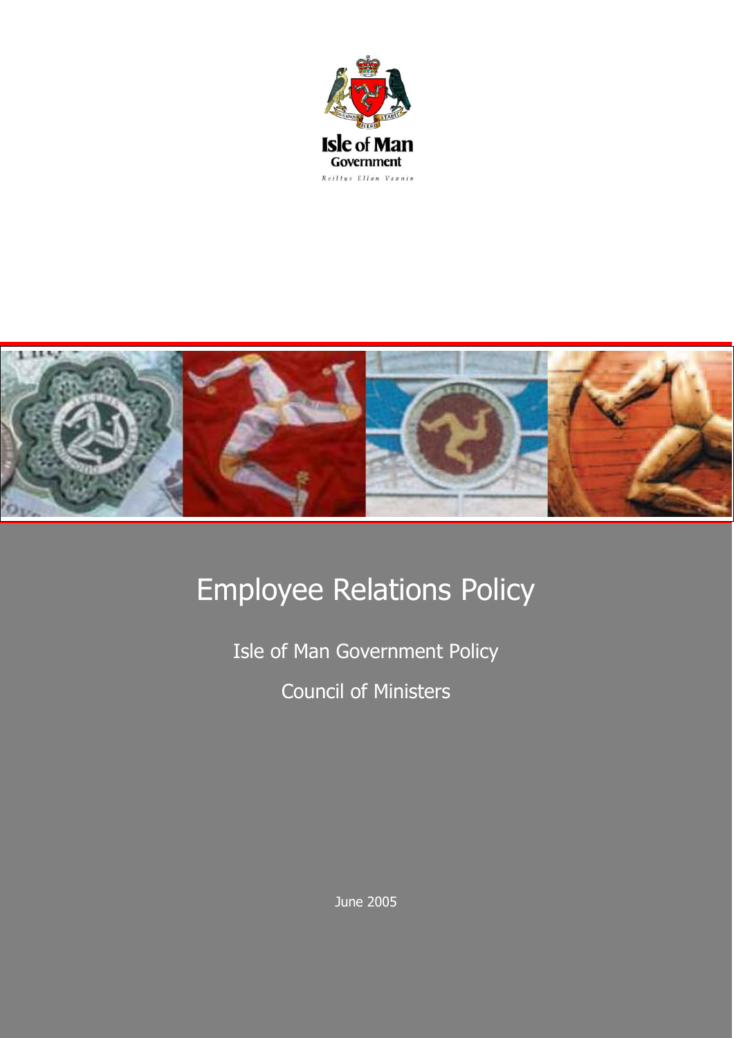Isle of Man Government

Reiltys Ellan Vannin

# Employee Relations Policy

Isle of Man Government Policy

Council of Ministers

June 2005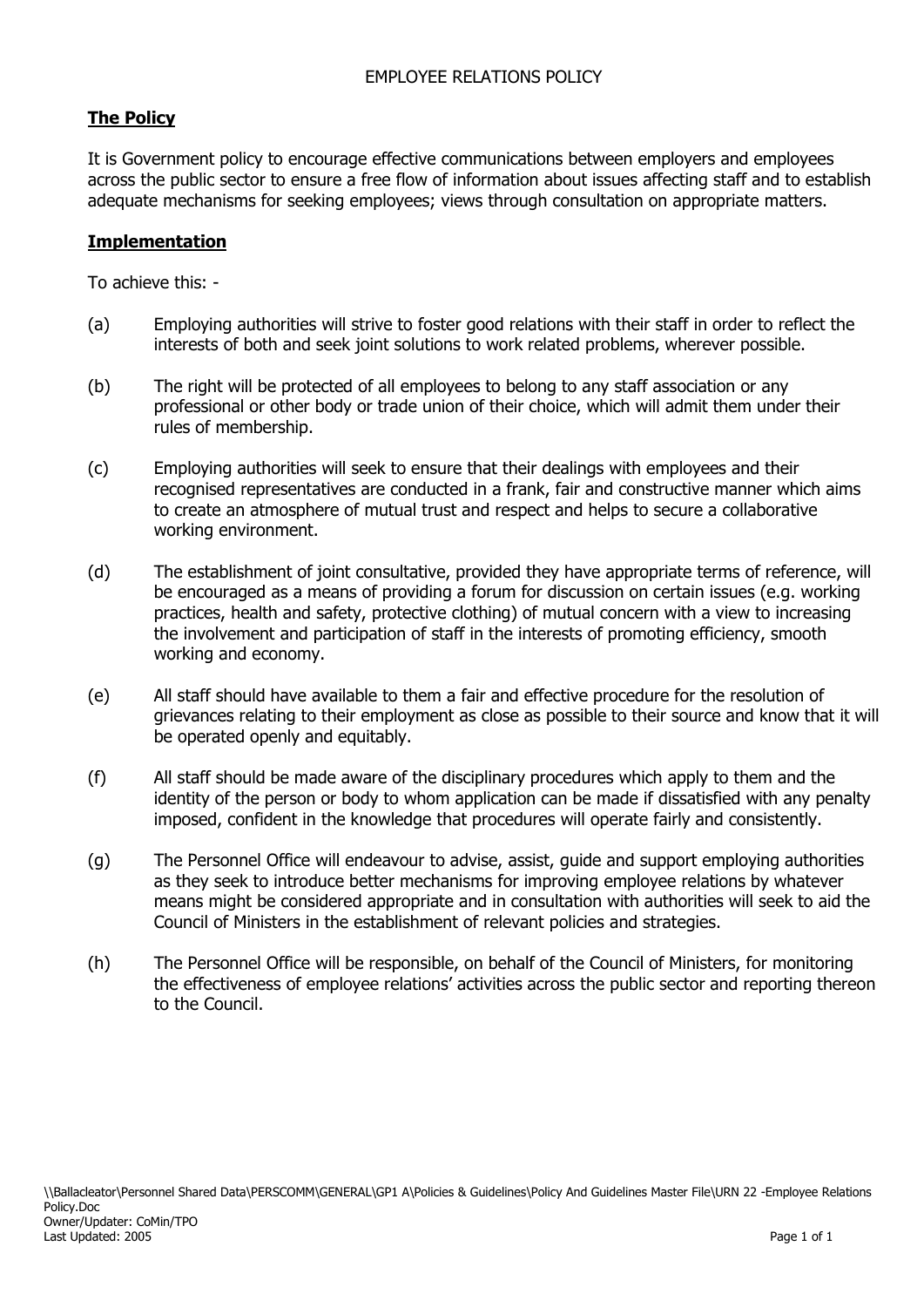EMPLOYEE RELATIONS POLICY

## The Policy

It is Government policy to encourage effective communications between employers and employees across the public sector to ensure a free flow of information about issues affecting staff and to establish adequate mechanisms for seeking employees; views through consultation on appropriate matters.

## Implementation

To achieve this: -

(a) Employing authorities will strive to foster good relations with their staff in order to reflect the interests of both and seek joint solutions to work related problems, wherever possible.

(b) The right will be protected of all employees to belong to any staff association or any professional or other body or trade union of their choice, which will admit them under their rules of membership.

(c) Employing authorities will seek to ensure that their dealings with employees and their recognised representatives are conducted in a frank, fair and constructive manner which aims to create an atmosphere of mutual trust and respect and helps to secure a collaborative working environment.

(d) The establishment of joint consultative, provided they have appropriate terms of reference, will be encouraged as a means of providing a forum for discussion on certain issues (e.g. working practices, health and safety, protective clothing) of mutual concern with a view to increasing the involvement and participation of staff in the interests of promoting efficiency, smooth working and economy.

(e) All staff should have available to them a fair and effective procedure for the resolution of grievances relating to their employment as close as possible to their source and know that it will be operated openly and equitably.

(f) All staff should be made aware of the disciplinary procedures which apply to them and the identity of the person or body to whom application can be made if dissatisfied with any penalty imposed, confident in the knowledge that procedures will operate fairly and consistently.

(g) The Personnel Office will endeavour to advise, assist, guide and support employing authorities as they seek to introduce better mechanisms for improving employee relations by whatever means might be considered appropriate and in consultation with authorities will seek to aid the Council of Ministers in the establishment of relevant policies and strategies.

(h) The Personnel Office will be responsible, on behalf of the Council of Ministers, for monitoring the effectiveness of employee relations' activities across the public sector and reporting thereon to the Council.

\\Ballacleator\Personnel Shared Data\PERSCOMM\GENERAL\GP1 A\Policies & Guidelines\Policy And Guidelines Master File\URN 22 -Employee Relations Policy.Doc
Owner/Updater: CoMin/TPO
Last Updated: 2005